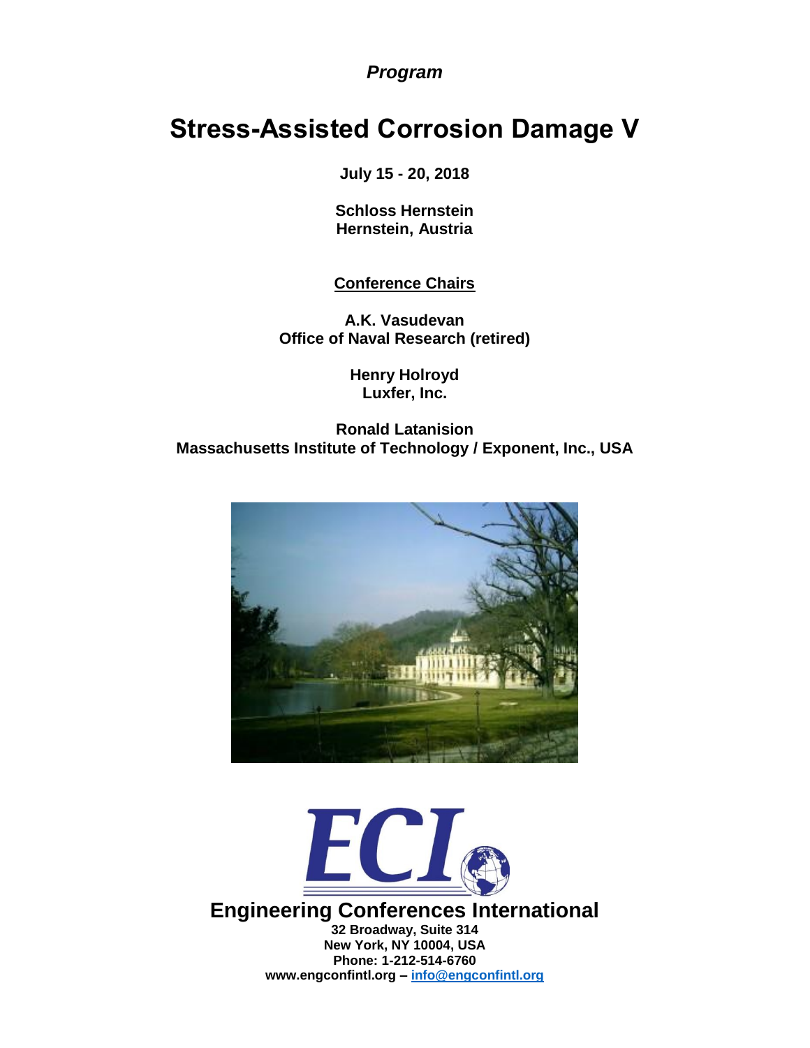*Program*

# Stress-Assisted Corrosion Damage V

**July 15 - 20, 2018**

**Schloss Hernstein**
**Hernstein, Austria**

**Conference Chairs**

**A.K. Vasudevan**
**Office of Naval Research (retired)**

**Henry Holroyd**
**Luxfer, Inc.**

**Ronald Latanision**
**Massachusetts Institute of Technology / Exponent, Inc., USA**

**Engineering Conferences International**
**32 Broadway, Suite 314**
**New York, NY 10004, USA**
**Phone: 1-212-514-6760**
**www.engconfintl.org – info@engconfintl.org**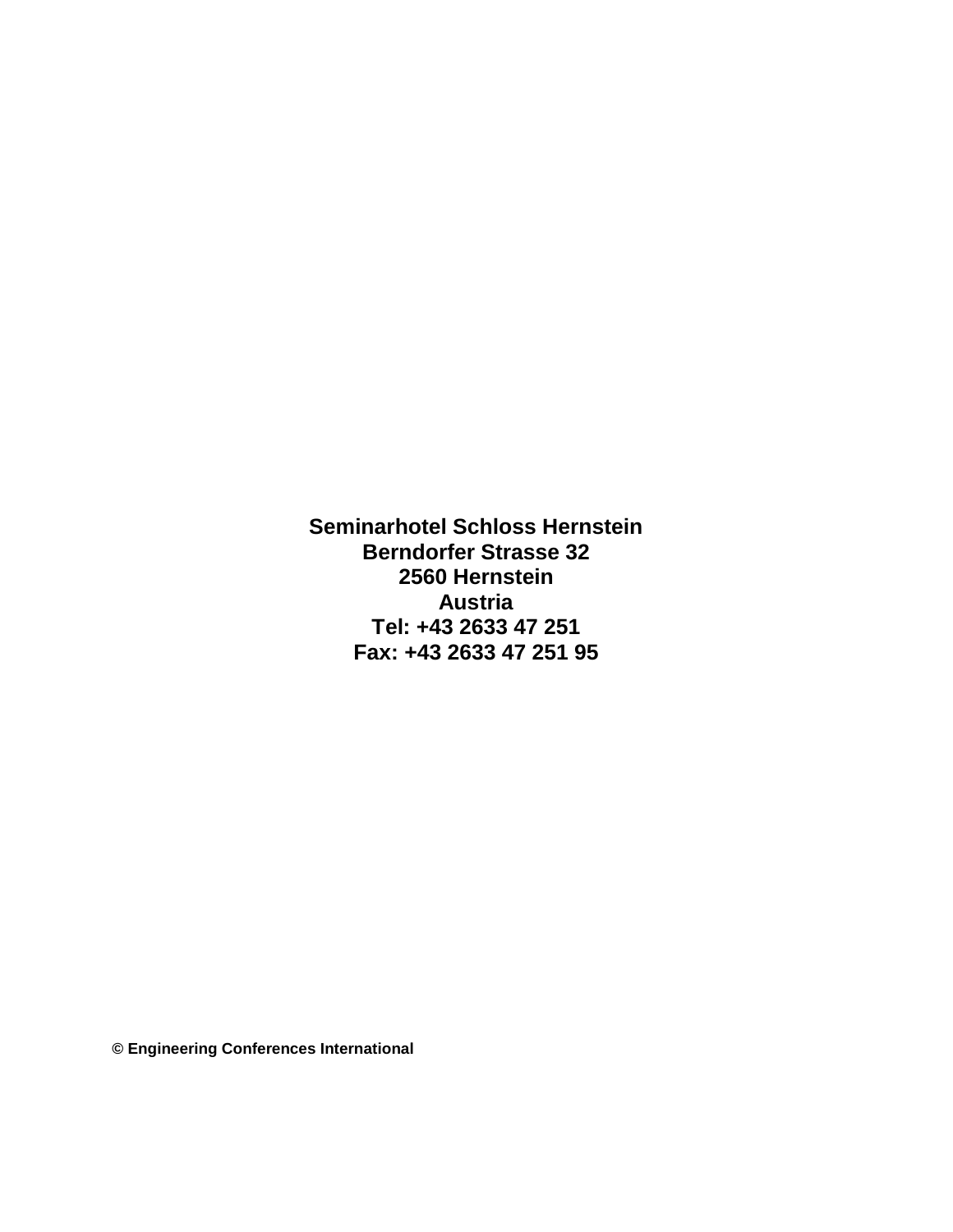**Seminarhotel Schloss Hernstein**
**Berndorfer Strasse 32**
**2560 Hernstein**
**Austria**
**Tel: +43 2633 47 251**
**Fax: +43 2633 47 251 95**

**© Engineering Conferences International**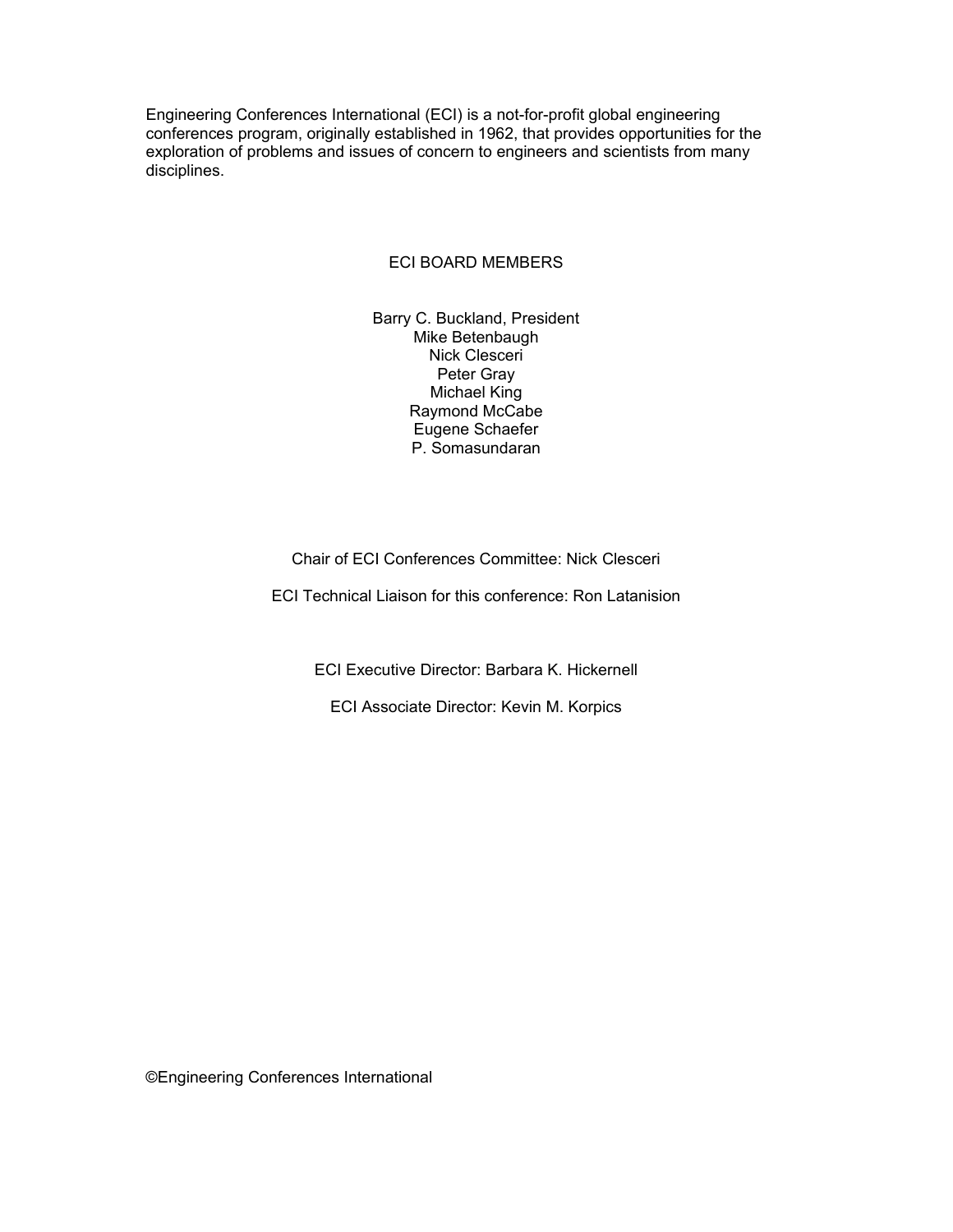Engineering Conferences International (ECI) is a not-for-profit global engineering conferences program, originally established in 1962, that provides opportunities for the exploration of problems and issues of concern to engineers and scientists from many disciplines.

## ECI BOARD MEMBERS

Barry C. Buckland, President
Mike Betenbaugh
Nick Clesceri
Peter Gray
Michael King
Raymond McCabe
Eugene Schaefer
P. Somasundaran

Chair of ECI Conferences Committee: Nick Clesceri

ECI Technical Liaison for this conference: Ron Latanision

ECI Executive Director: Barbara K. Hickernell

ECI Associate Director: Kevin M. Korpics

©Engineering Conferences International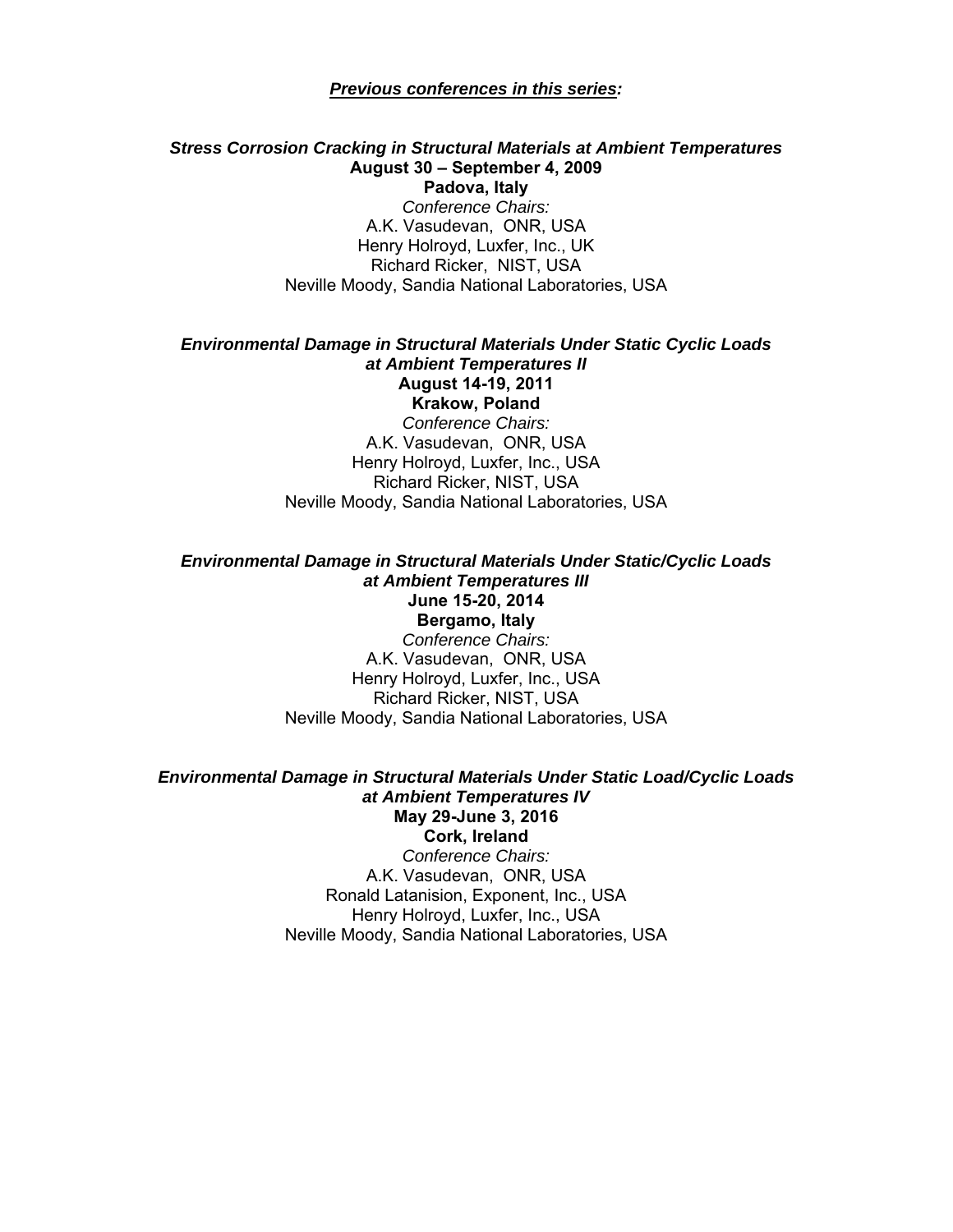***Previous conferences in this series:***

***Stress Corrosion Cracking in Structural Materials at Ambient Temperatures***
**August 30 – September 4, 2009**
**Padova, Italy**
*Conference Chairs:*
A.K. Vasudevan, ONR, USA
Henry Holroyd, Luxfer, Inc., UK
Richard Ricker, NIST, USA
Neville Moody, Sandia National Laboratories, USA

***Environmental Damage in Structural Materials Under Static Cyclic Loads at Ambient Temperatures II***
**August 14-19, 2011**
**Krakow, Poland**
*Conference Chairs:*
A.K. Vasudevan, ONR, USA
Henry Holroyd, Luxfer, Inc., USA
Richard Ricker, NIST, USA
Neville Moody, Sandia National Laboratories, USA

***Environmental Damage in Structural Materials Under Static/Cyclic Loads at Ambient Temperatures III***
**June 15-20, 2014**
**Bergamo, Italy**
*Conference Chairs:*
A.K. Vasudevan, ONR, USA
Henry Holroyd, Luxfer, Inc., USA
Richard Ricker, NIST, USA
Neville Moody, Sandia National Laboratories, USA

***Environmental Damage in Structural Materials Under Static Load/Cyclic Loads at Ambient Temperatures IV***
**May 29-June 3, 2016**
**Cork, Ireland**
*Conference Chairs:*
A.K. Vasudevan, ONR, USA
Ronald Latanision, Exponent, Inc., USA
Henry Holroyd, Luxfer, Inc., USA
Neville Moody, Sandia National Laboratories, USA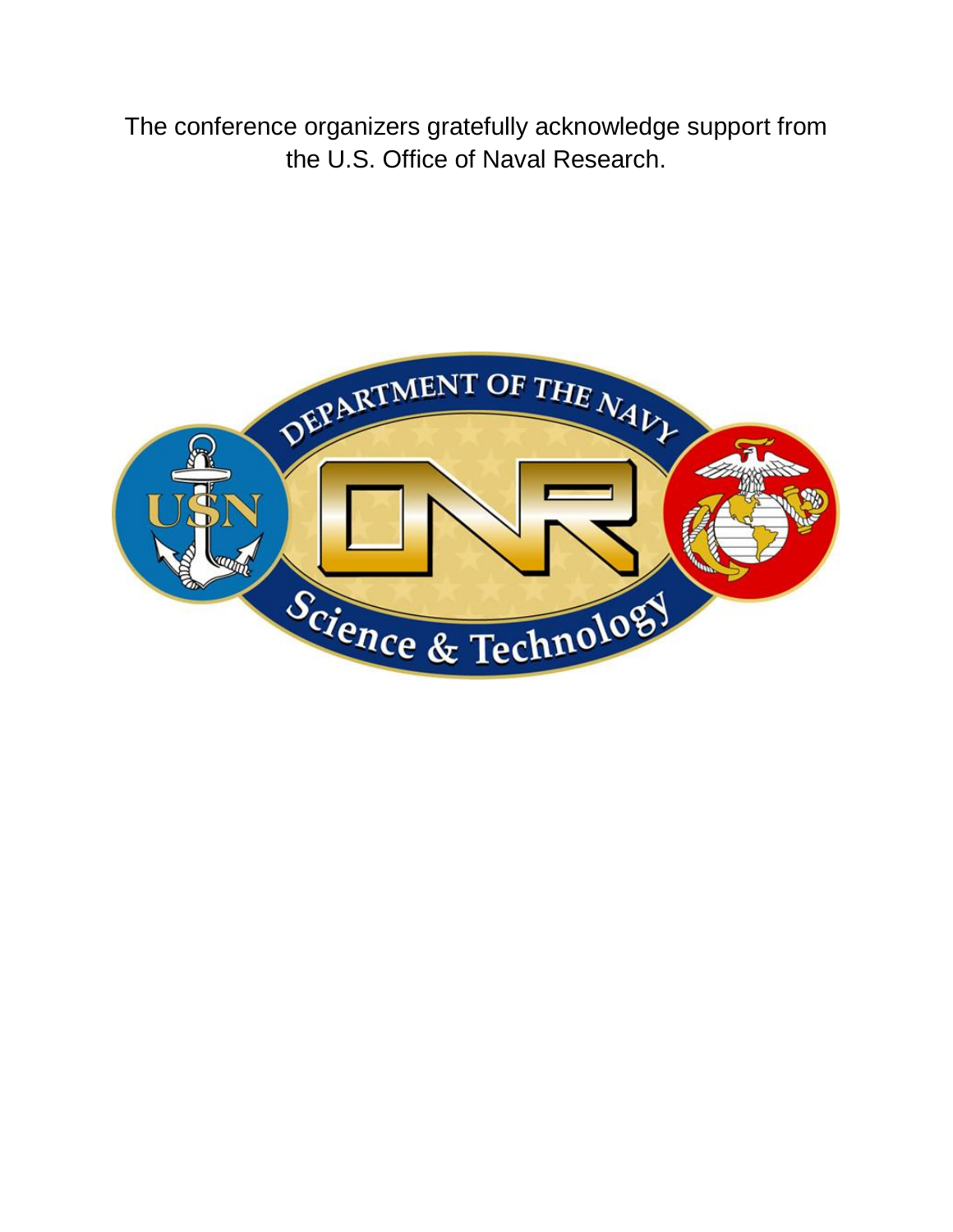The conference organizers gratefully acknowledge support from the U.S. Office of Naval Research.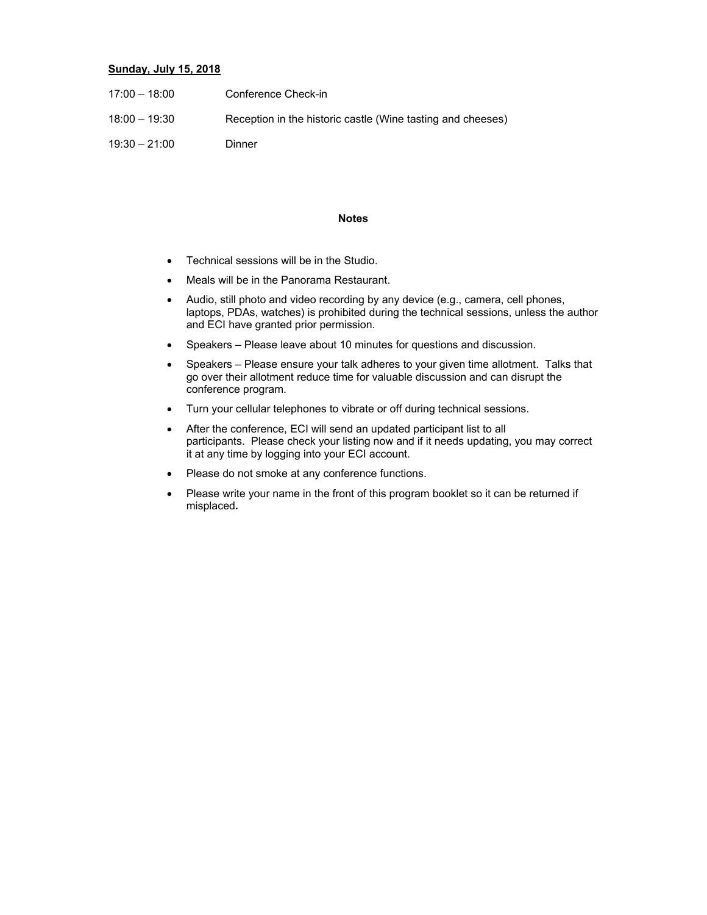**<u>Sunday, July 15, 2018</u>**

17:00 – 18:00 Conference Check-in

18:00 – 19:30 Reception in the historic castle (Wine tasting and cheeses)

19:30 – 21:00 Dinner

**Notes**

- Technical sessions will be in the Studio.
- Meals will be in the Panorama Restaurant.
- Audio, still photo and video recording by any device (e.g., camera, cell phones, laptops, PDAs, watches) is prohibited during the technical sessions, unless the author and ECI have granted prior permission.
- Speakers – Please leave about 10 minutes for questions and discussion.
- Speakers – Please ensure your talk adheres to your given time allotment. Talks that go over their allotment reduce time for valuable discussion and can disrupt the conference program.
- Turn your cellular telephones to vibrate or off during technical sessions.
- After the conference, ECI will send an updated participant list to all participants. Please check your listing now and if it needs updating, you may correct it at any time by logging into your ECI account.
- Please do not smoke at any conference functions.
- Please write your name in the front of this program booklet so it can be returned if misplaced**.**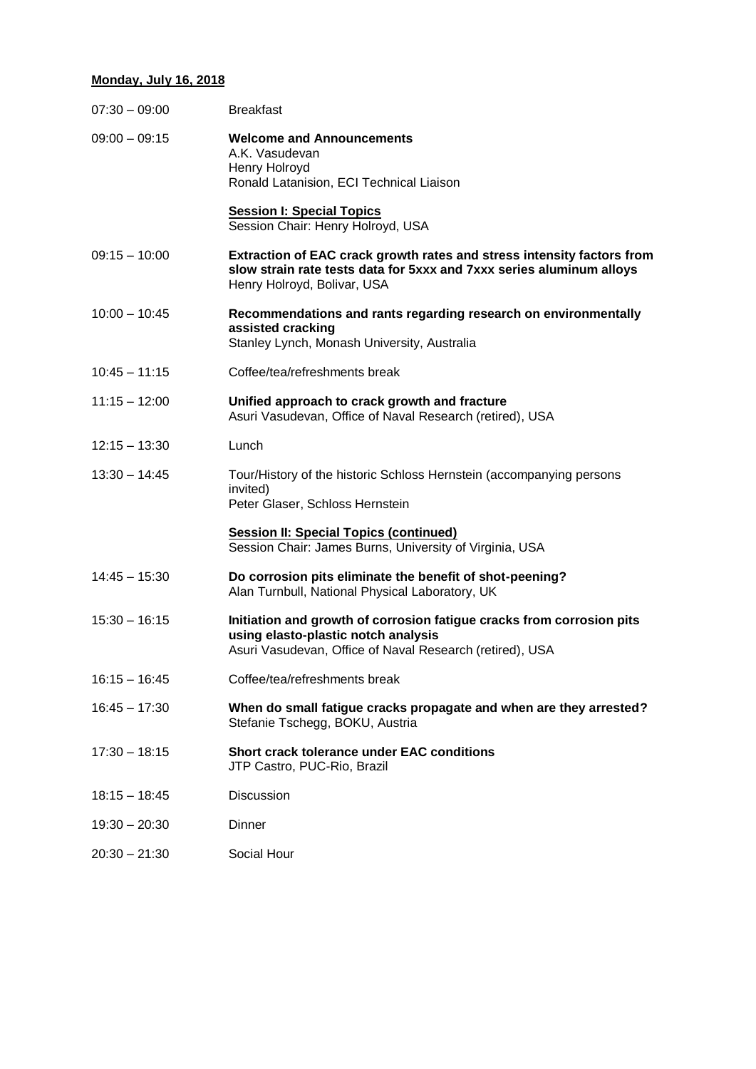**Monday, July 16, 2018**

| | |
|---|---|
| 07:30 – 09:00 | Breakfast |
| 09:00 – 09:15 | **Welcome and Announcements**<br>A.K. Vasudevan<br>Henry Holroyd<br>Ronald Latanision, ECI Technical Liaison |
| | **Session I: Special Topics**<br>Session Chair: Henry Holroyd, USA |
| 09:15 – 10:00 | **Extraction of EAC crack growth rates and stress intensity factors from slow strain rate tests data for 5xxx and 7xxx series aluminum alloys**<br>Henry Holroyd, Bolivar, USA |
| 10:00 – 10:45 | **Recommendations and rants regarding research on environmentally assisted cracking**<br>Stanley Lynch, Monash University, Australia |
| 10:45 – 11:15 | Coffee/tea/refreshments break |
| 11:15 – 12:00 | **Unified approach to crack growth and fracture**<br>Asuri Vasudevan, Office of Naval Research (retired), USA |
| 12:15 – 13:30 | Lunch |
| 13:30 – 14:45 | Tour/History of the historic Schloss Hernstein (accompanying persons invited)<br>Peter Glaser, Schloss Hernstein |
| | **Session II: Special Topics (continued)**<br>Session Chair: James Burns, University of Virginia, USA |
| 14:45 – 15:30 | **Do corrosion pits eliminate the benefit of shot-peening?**<br>Alan Turnbull, National Physical Laboratory, UK |
| 15:30 – 16:15 | **Initiation and growth of corrosion fatigue cracks from corrosion pits using elasto-plastic notch analysis**<br>Asuri Vasudevan, Office of Naval Research (retired), USA |
| 16:15 – 16:45 | Coffee/tea/refreshments break |
| 16:45 – 17:30 | **When do small fatigue cracks propagate and when are they arrested?**<br>Stefanie Tschegg, BOKU, Austria |
| 17:30 – 18:15 | **Short crack tolerance under EAC conditions**<br>JTP Castro, PUC-Rio, Brazil |
| 18:15 – 18:45 | Discussion |
| 19:30 – 20:30 | Dinner |
| 20:30 – 21:30 | Social Hour |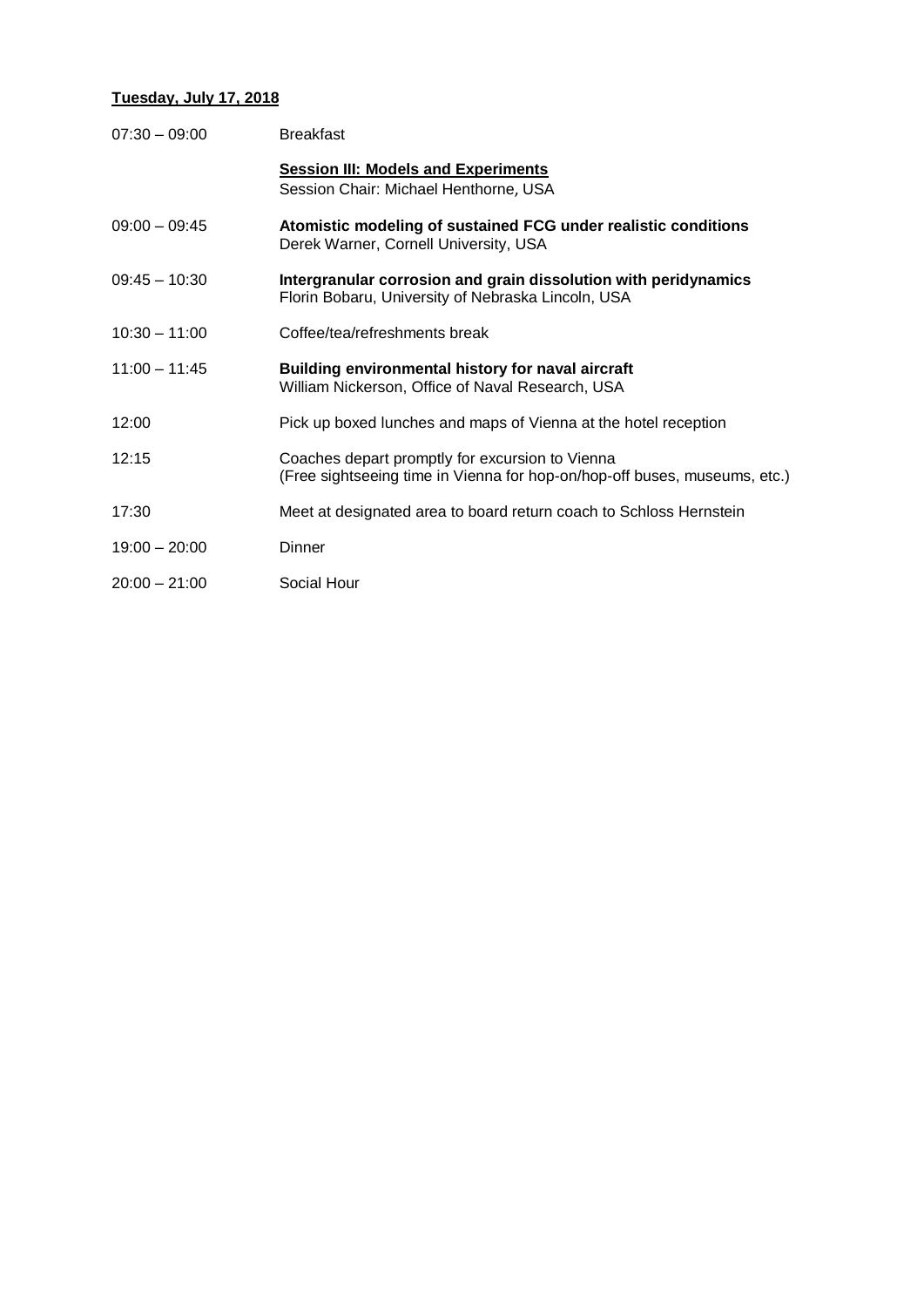**Tuesday, July 17, 2018**

| | |
|---|---|
| 07:30 – 09:00 | Breakfast |
| | **Session III: Models and Experiments**<br>Session Chair: Michael Henthorne, USA |
| 09:00 – 09:45 | **Atomistic modeling of sustained FCG under realistic conditions**<br>Derek Warner, Cornell University, USA |
| 09:45 – 10:30 | **Intergranular corrosion and grain dissolution with peridynamics**<br>Florin Bobaru, University of Nebraska Lincoln, USA |
| 10:30 – 11:00 | Coffee/tea/refreshments break |
| 11:00 – 11:45 | **Building environmental history for naval aircraft**<br>William Nickerson, Office of Naval Research, USA |
| 12:00 | Pick up boxed lunches and maps of Vienna at the hotel reception |
| 12:15 | Coaches depart promptly for excursion to Vienna<br>(Free sightseeing time in Vienna for hop-on/hop-off buses, museums, etc.) |
| 17:30 | Meet at designated area to board return coach to Schloss Hernstein |
| 19:00 – 20:00 | Dinner |
| 20:00 – 21:00 | Social Hour |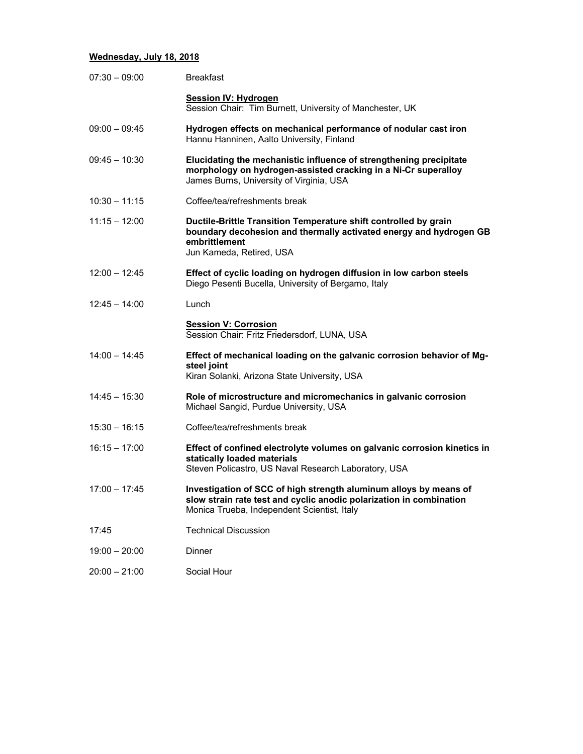## Wednesday, July 18, 2018

| | |
|---|---|
| 07:30 – 09:00 | Breakfast |
| | **Session IV: Hydrogen**<br>Session Chair: Tim Burnett, University of Manchester, UK |
| 09:00 – 09:45 | **Hydrogen effects on mechanical performance of nodular cast iron**<br>Hannu Hanninen, Aalto University, Finland |
| 09:45 – 10:30 | **Elucidating the mechanistic influence of strengthening precipitate morphology on hydrogen-assisted cracking in a Ni-Cr superalloy**<br>James Burns, University of Virginia, USA |
| 10:30 – 11:15 | Coffee/tea/refreshments break |
| 11:15 – 12:00 | **Ductile-Brittle Transition Temperature shift controlled by grain boundary decohesion and thermally activated energy and hydrogen GB embrittlement**<br>Jun Kameda, Retired, USA |
| 12:00 – 12:45 | **Effect of cyclic loading on hydrogen diffusion in low carbon steels**<br>Diego Pesenti Bucella, University of Bergamo, Italy |
| 12:45 – 14:00 | Lunch |
| | **Session V: Corrosion**<br>Session Chair: Fritz Friedersdorf, LUNA, USA |
| 14:00 – 14:45 | **Effect of mechanical loading on the galvanic corrosion behavior of Mg-steel joint**<br>Kiran Solanki, Arizona State University, USA |
| 14:45 – 15:30 | **Role of microstructure and micromechanics in galvanic corrosion**<br>Michael Sangid, Purdue University, USA |
| 15:30 – 16:15 | Coffee/tea/refreshments break |
| 16:15 – 17:00 | **Effect of confined electrolyte volumes on galvanic corrosion kinetics in statically loaded materials**<br>Steven Policastro, US Naval Research Laboratory, USA |
| 17:00 – 17:45 | **Investigation of SCC of high strength aluminum alloys by means of slow strain rate test and cyclic anodic polarization in combination**<br>Monica Trueba, Independent Scientist, Italy |
| 17:45 | Technical Discussion |
| 19:00 – 20:00 | Dinner |
| 20:00 – 21:00 | Social Hour |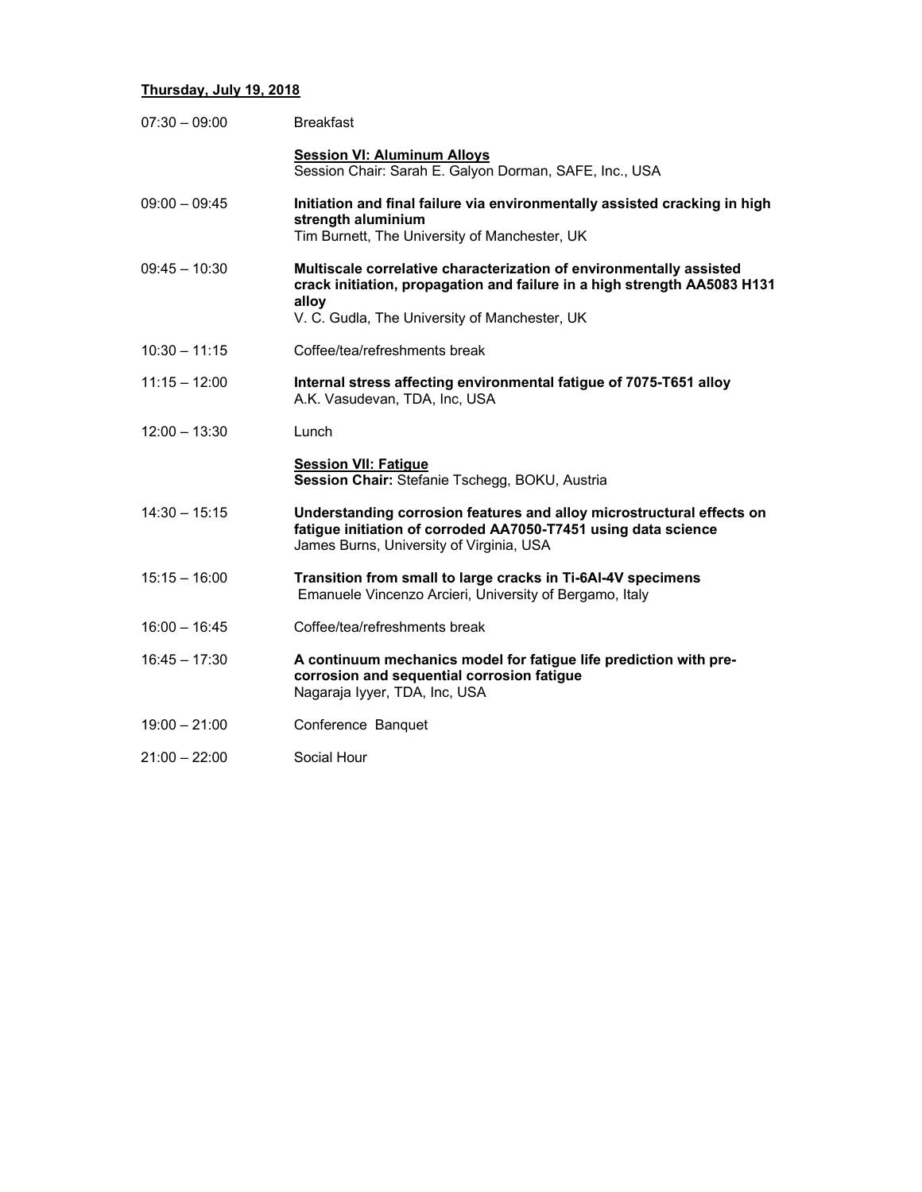**Thursday, July 19, 2018**

| | |
|---|---|
| 07:30 – 09:00 | Breakfast |
| | **Session VI: Aluminum Alloys**<br>Session Chair: Sarah E. Galyon Dorman, SAFE, Inc., USA |
| 09:00 – 09:45 | **Initiation and final failure via environmentally assisted cracking in high strength aluminium**<br>Tim Burnett, The University of Manchester, UK |
| 09:45 – 10:30 | **Multiscale correlative characterization of environmentally assisted crack initiation, propagation and failure in a high strength AA5083 H131 alloy**<br>V. C. Gudla, The University of Manchester, UK |
| 10:30 – 11:15 | Coffee/tea/refreshments break |
| 11:15 – 12:00 | **Internal stress affecting environmental fatigue of 7075-T651 alloy**<br>A.K. Vasudevan, TDA, Inc, USA |
| 12:00 – 13:30 | Lunch |
| | **Session VII: Fatigue**<br>**Session Chair:** Stefanie Tschegg, BOKU, Austria |
| 14:30 – 15:15 | **Understanding corrosion features and alloy microstructural effects on fatigue initiation of corroded AA7050-T7451 using data science**<br>James Burns, University of Virginia, USA |
| 15:15 – 16:00 | **Transition from small to large cracks in Ti-6Al-4V specimens**<br>Emanuele Vincenzo Arcieri, University of Bergamo, Italy |
| 16:00 – 16:45 | Coffee/tea/refreshments break |
| 16:45 – 17:30 | **A continuum mechanics model for fatigue life prediction with pre-corrosion and sequential corrosion fatigue**<br>Nagaraja Iyyer, TDA, Inc, USA |
| 19:00 – 21:00 | Conference Banquet |
| 21:00 – 22:00 | Social Hour |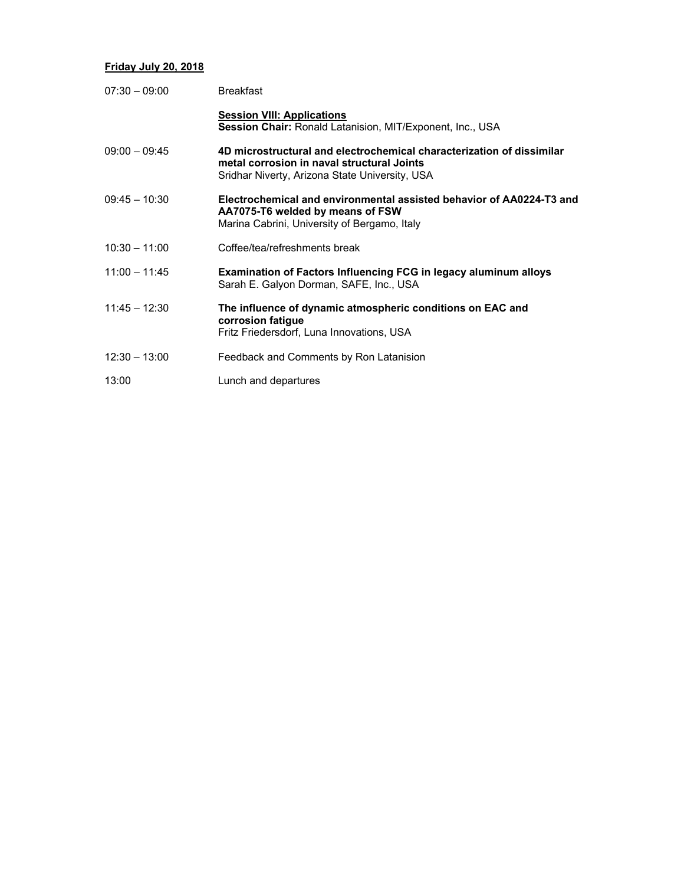**<u>Friday July 20, 2018</u>**

| | |
|---|---|
| 07:30 – 09:00 | Breakfast |
| | **<u>Session VIII: Applications</u>**<br>**Session Chair:** Ronald Latanision, MIT/Exponent, Inc., USA |
| 09:00 – 09:45 | **4D microstructural and electrochemical characterization of dissimilar metal corrosion in naval structural Joints**<br>Sridhar Niverty, Arizona State University, USA |
| 09:45 – 10:30 | **Electrochemical and environmental assisted behavior of AA0224-T3 and AA7075-T6 welded by means of FSW**<br>Marina Cabrini, University of Bergamo, Italy |
| 10:30 – 11:00 | Coffee/tea/refreshments break |
| 11:00 – 11:45 | **Examination of Factors Influencing FCG in legacy aluminum alloys**<br>Sarah E. Galyon Dorman, SAFE, Inc., USA |
| 11:45 – 12:30 | **The influence of dynamic atmospheric conditions on EAC and corrosion fatigue**<br>Fritz Friedersdorf, Luna Innovations, USA |
| 12:30 – 13:00 | Feedback and Comments by Ron Latanision |
| 13:00 | Lunch and departures |